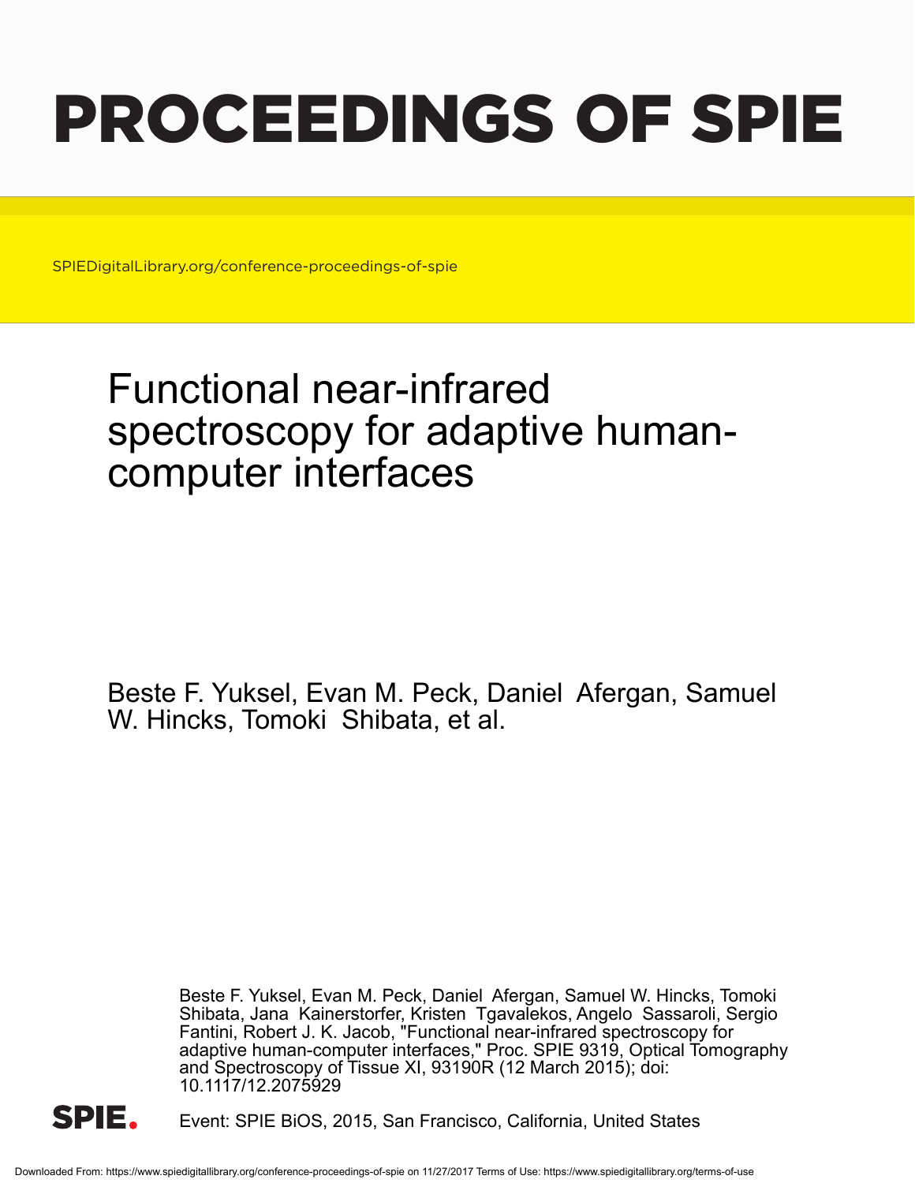# PROCEEDINGS OF SPIE

SPIEDigitalLibrary.org/conference-proceedings-of-spie

## Functional near-infrared spectroscopy for adaptive human-computer interfaces

Beste F. Yuksel, Evan M. Peck, Daniel Afergan, Samuel W. Hincks, Tomoki Shibata, et al.

Beste F. Yuksel, Evan M. Peck, Daniel Afergan, Samuel W. Hincks, Tomoki Shibata, Jana Kainerstorfer, Kristen Tgavalekos, Angelo Sassaroli, Sergio Fantini, Robert J. K. Jacob, "Functional near-infrared spectroscopy for adaptive human-computer interfaces," Proc. SPIE 9319, Optical Tomography and Spectroscopy of Tissue XI, 93190R (12 March 2015); doi: 10.1117/12.2075929

SPIE.

Event: SPIE BiOS, 2015, San Francisco, California, United States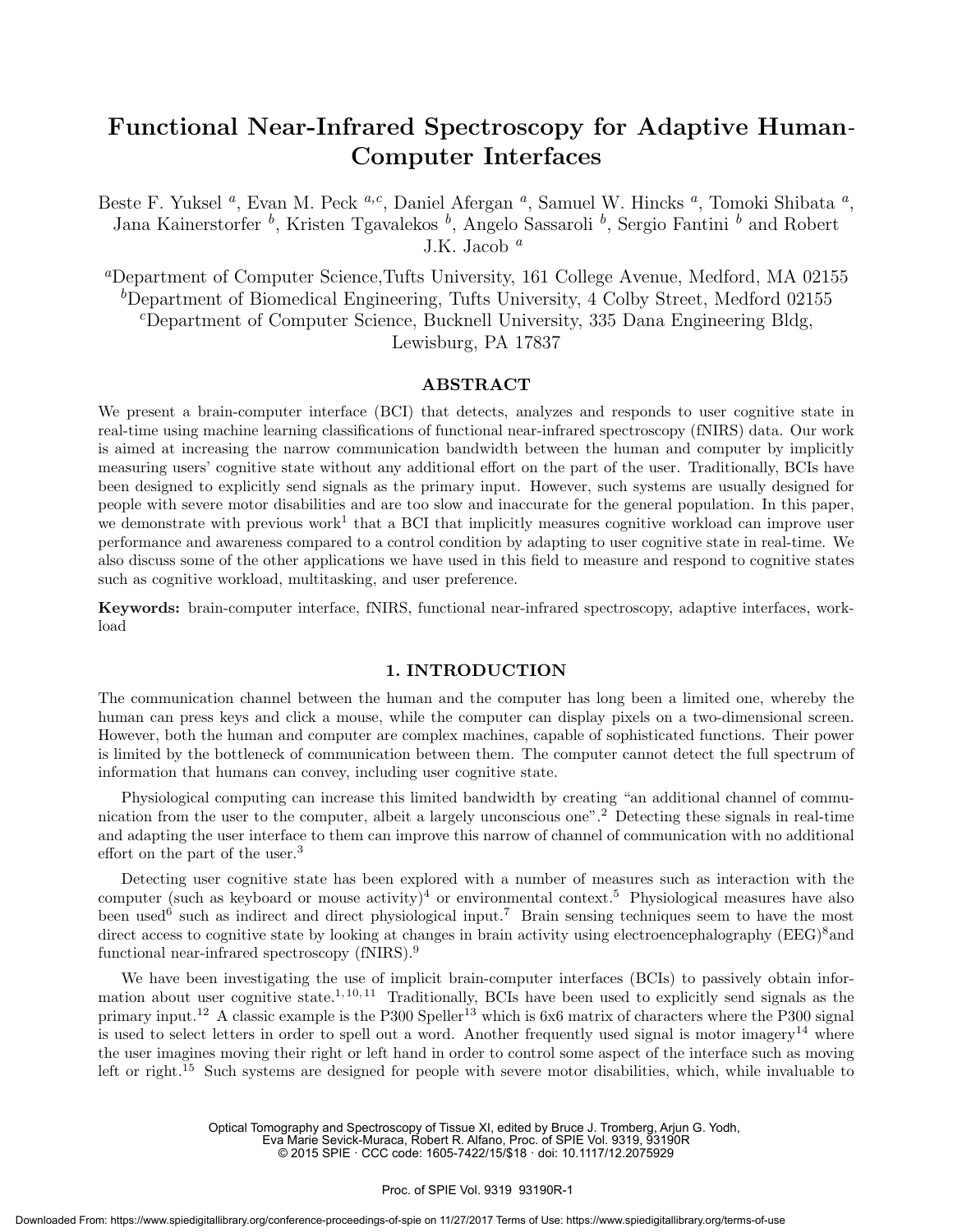# Functional Near-Infrared Spectroscopy for Adaptive Human-Computer Interfaces

Beste F. Yuksel [a], Evan M. Peck [a,c], Daniel Afergan [a], Samuel W. Hincks [a], Tomoki Shibata [a], Jana Kainerstorfer [b], Kristen Tgavalekos [b], Angelo Sassaroli [b], Sergio Fantini [b] and Robert J.K. Jacob [a]

[a]Department of Computer Science,Tufts University, 161 College Avenue, Medford, MA 02155
[b]Department of Biomedical Engineering, Tufts University, 4 Colby Street, Medford 02155
[c]Department of Computer Science, Bucknell University, 335 Dana Engineering Bldg, Lewisburg, PA 17837

## ABSTRACT

We present a brain-computer interface (BCI) that detects, analyzes and responds to user cognitive state in real-time using machine learning classifications of functional near-infrared spectroscopy (fNIRS) data. Our work is aimed at increasing the narrow communication bandwidth between the human and computer by implicitly measuring users' cognitive state without any additional effort on the part of the user. Traditionally, BCIs have been designed to explicitly send signals as the primary input. However, such systems are usually designed for people with severe motor disabilities and are too slow and inaccurate for the general population. In this paper, we demonstrate with previous work[1] that a BCI that implicitly measures cognitive workload can improve user performance and awareness compared to a control condition by adapting to user cognitive state in real-time. We also discuss some of the other applications we have used in this field to measure and respond to cognitive states such as cognitive workload, multitasking, and user preference.

**Keywords:** brain-computer interface, fNIRS, functional near-infrared spectroscopy, adaptive interfaces, workload

## 1. INTRODUCTION

The communication channel between the human and the computer has long been a limited one, whereby the human can press keys and click a mouse, while the computer can display pixels on a two-dimensional screen. However, both the human and computer are complex machines, capable of sophisticated functions. Their power is limited by the bottleneck of communication between them. The computer cannot detect the full spectrum of information that humans can convey, including user cognitive state.

Physiological computing can increase this limited bandwidth by creating "an additional channel of communication from the user to the computer, albeit a largely unconscious one".[2] Detecting these signals in real-time and adapting the user interface to them can improve this narrow of channel of communication with no additional effort on the part of the user.[3]

Detecting user cognitive state has been explored with a number of measures such as interaction with the computer (such as keyboard or mouse activity)[4] or environmental context.[5] Physiological measures have also been used[6] such as indirect and direct physiological input.[7] Brain sensing techniques seem to have the most direct access to cognitive state by looking at changes in brain activity using electroencephalography (EEG)[8]and functional near-infrared spectroscopy (fNIRS).[9]

We have been investigating the use of implicit brain-computer interfaces (BCIs) to passively obtain information about user cognitive state.[1,10,11] Traditionally, BCIs have been used to explicitly send signals as the primary input.[12] A classic example is the P300 Speller[13] which is 6x6 matrix of characters where the P300 signal is used to select letters in order to spell out a word. Another frequently used signal is motor imagery[14] where the user imagines moving their right or left hand in order to control some aspect of the interface such as moving left or right.[15] Such systems are designed for people with severe motor disabilities, which, while invaluable to

Optical Tomography and Spectroscopy of Tissue XI, edited by Bruce J. Tromberg, Arjun G. Yodh, Eva Marie Sevick-Muraca, Robert R. Alfano, Proc. of SPIE Vol. 9319, 93190R
© 2015 SPIE · CCC code: 1605-7422/15/$18 · doi: 10.1117/12.2075929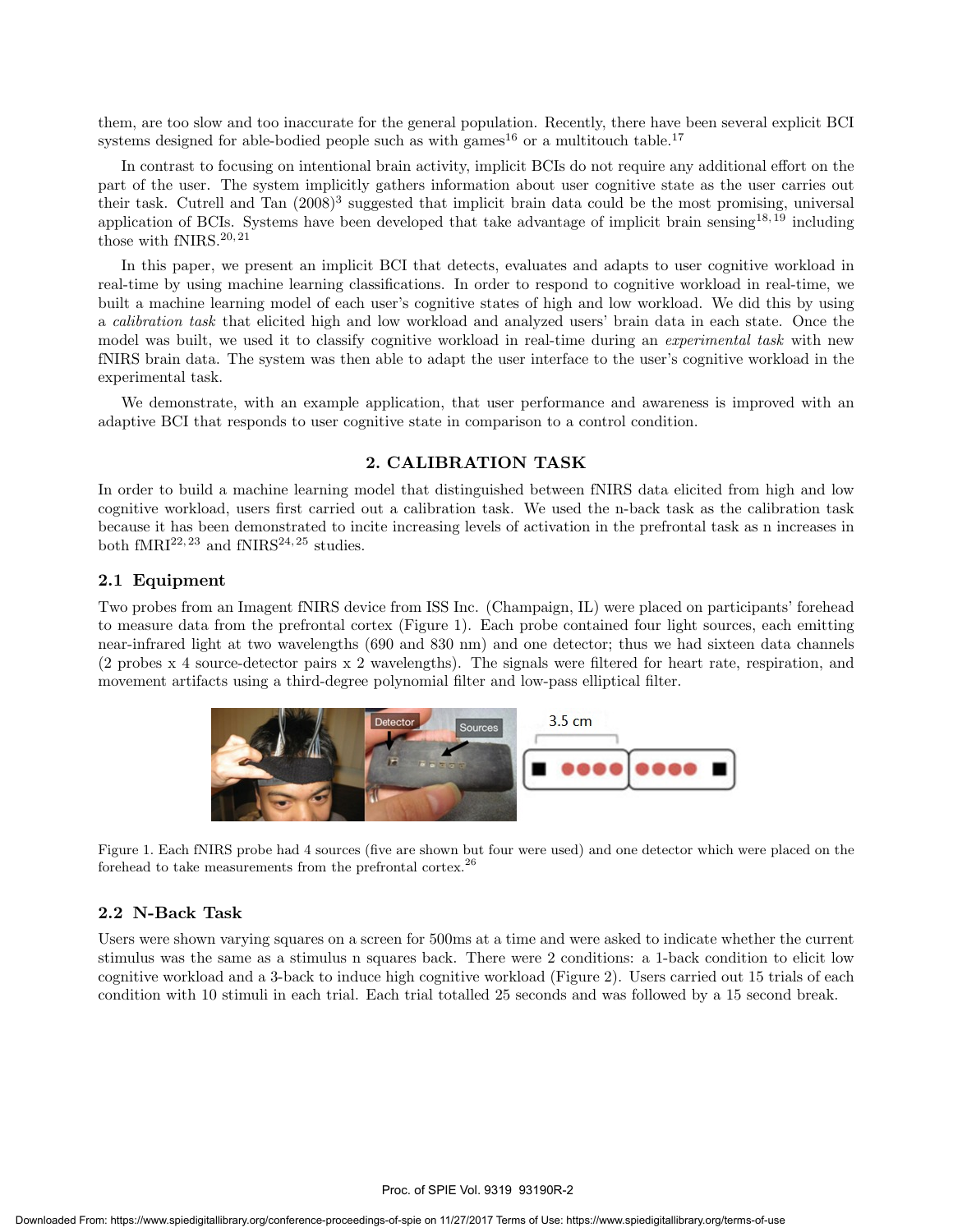them, are too slow and too inaccurate for the general population. Recently, there have been several explicit BCI systems designed for able-bodied people such as with games[16] or a multitouch table.[17]

In contrast to focusing on intentional brain activity, implicit BCIs do not require any additional effort on the part of the user. The system implicitly gathers information about user cognitive state as the user carries out their task. Cutrell and Tan (2008)[3] suggested that implicit brain data could be the most promising, universal application of BCIs. Systems have been developed that take advantage of implicit brain sensing[18,19] including those with fNIRS.[20,21]

In this paper, we present an implicit BCI that detects, evaluates and adapts to user cognitive workload in real-time by using machine learning classifications. In order to respond to cognitive workload in real-time, we built a machine learning model of each user's cognitive states of high and low workload. We did this by using a *calibration task* that elicited high and low workload and analyzed users' brain data in each state. Once the model was built, we used it to classify cognitive workload in real-time during an *experimental task* with new fNIRS brain data. The system was then able to adapt the user interface to the user's cognitive workload in the experimental task.

We demonstrate, with an example application, that user performance and awareness is improved with an adaptive BCI that responds to user cognitive state in comparison to a control condition.

## 2. CALIBRATION TASK

In order to build a machine learning model that distinguished between fNIRS data elicited from high and low cognitive workload, users first carried out a calibration task. We used the n-back task as the calibration task because it has been demonstrated to incite increasing levels of activation in the prefrontal task as n increases in both fMRI[22,23] and fNIRS[24,25] studies.

### 2.1 Equipment

Two probes from an Imagent fNIRS device from ISS Inc. (Champaign, IL) were placed on participants' forehead to measure data from the prefrontal cortex (Figure 1). Each probe contained four light sources, each emitting near-infrared light at two wavelengths (690 and 830 nm) and one detector; thus we had sixteen data channels (2 probes x 4 source-detector pairs x 2 wavelengths). The signals were filtered for heart rate, respiration, and movement artifacts using a third-degree polynomial filter and low-pass elliptical filter.

Figure 1. Each fNIRS probe had 4 sources (five are shown but four were used) and one detector which were placed on the forehead to take measurements from the prefrontal cortex.[26]

### 2.2 N-Back Task

Users were shown varying squares on a screen for 500ms at a time and were asked to indicate whether the current stimulus was the same as a stimulus n squares back. There were 2 conditions: a 1-back condition to elicit low cognitive workload and a 3-back to induce high cognitive workload (Figure 2). Users carried out 15 trials of each condition with 10 stimuli in each trial. Each trial totalled 25 seconds and was followed by a 15 second break.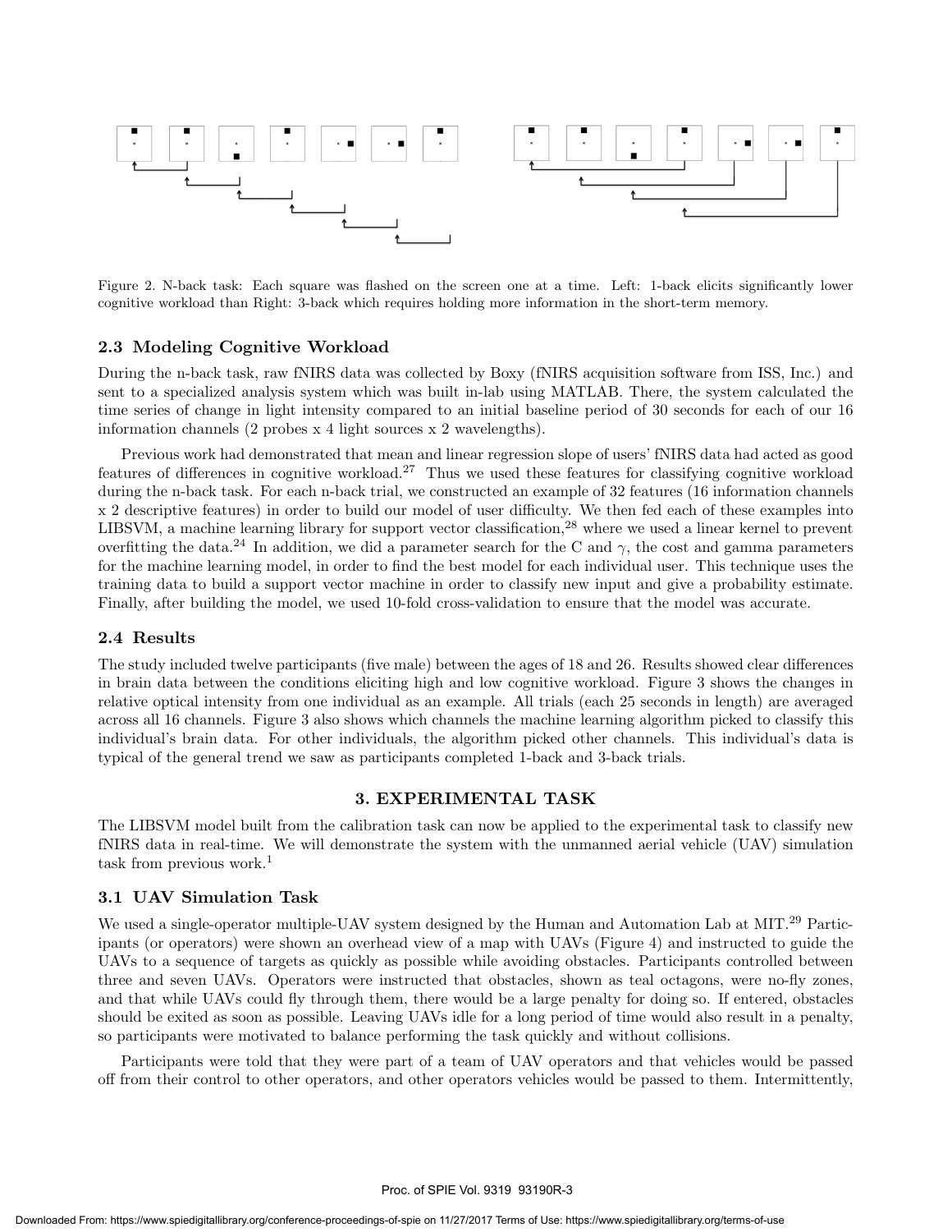Figure 2. N-back task: Each square was flashed on the screen one at a time. Left: 1-back elicits significantly lower cognitive workload than Right: 3-back which requires holding more information in the short-term memory.

### 2.3 Modeling Cognitive Workload

During the n-back task, raw fNIRS data was collected by Boxy (fNIRS acquisition software from ISS, Inc.) and sent to a specialized analysis system which was built in-lab using MATLAB. There, the system calculated the time series of change in light intensity compared to an initial baseline period of 30 seconds for each of our 16 information channels (2 probes x 4 light sources x 2 wavelengths).

Previous work had demonstrated that mean and linear regression slope of users' fNIRS data had acted as good features of differences in cognitive workload.[27] Thus we used these features for classifying cognitive workload during the n-back task. For each n-back trial, we constructed an example of 32 features (16 information channels x 2 descriptive features) in order to build our model of user difficulty. We then fed each of these examples into LIBSVM, a machine learning library for support vector classification,[28] where we used a linear kernel to prevent overfitting the data.[24] In addition, we did a parameter search for the C and $\gamma$, the cost and gamma parameters for the machine learning model, in order to find the best model for each individual user. This technique uses the training data to build a support vector machine in order to classify new input and give a probability estimate. Finally, after building the model, we used 10-fold cross-validation to ensure that the model was accurate.

### 2.4 Results

The study included twelve participants (five male) between the ages of 18 and 26. Results showed clear differences in brain data between the conditions eliciting high and low cognitive workload. Figure 3 shows the changes in relative optical intensity from one individual as an example. All trials (each 25 seconds in length) are averaged across all 16 channels. Figure 3 also shows which channels the machine learning algorithm picked to classify this individual's brain data. For other individuals, the algorithm picked other channels. This individual's data is typical of the general trend we saw as participants completed 1-back and 3-back trials.

## 3. EXPERIMENTAL TASK

The LIBSVM model built from the calibration task can now be applied to the experimental task to classify new fNIRS data in real-time. We will demonstrate the system with the unmanned aerial vehicle (UAV) simulation task from previous work.[1]

### 3.1 UAV Simulation Task

We used a single-operator multiple-UAV system designed by the Human and Automation Lab at MIT.[29] Participants (or operators) were shown an overhead view of a map with UAVs (Figure 4) and instructed to guide the UAVs to a sequence of targets as quickly as possible while avoiding obstacles. Participants controlled between three and seven UAVs. Operators were instructed that obstacles, shown as teal octagons, were no-fly zones, and that while UAVs could fly through them, there would be a large penalty for doing so. If entered, obstacles should be exited as soon as possible. Leaving UAVs idle for a long period of time would also result in a penalty, so participants were motivated to balance performing the task quickly and without collisions.

Participants were told that they were part of a team of UAV operators and that vehicles would be passed off from their control to other operators, and other operators vehicles would be passed to them. Intermittently,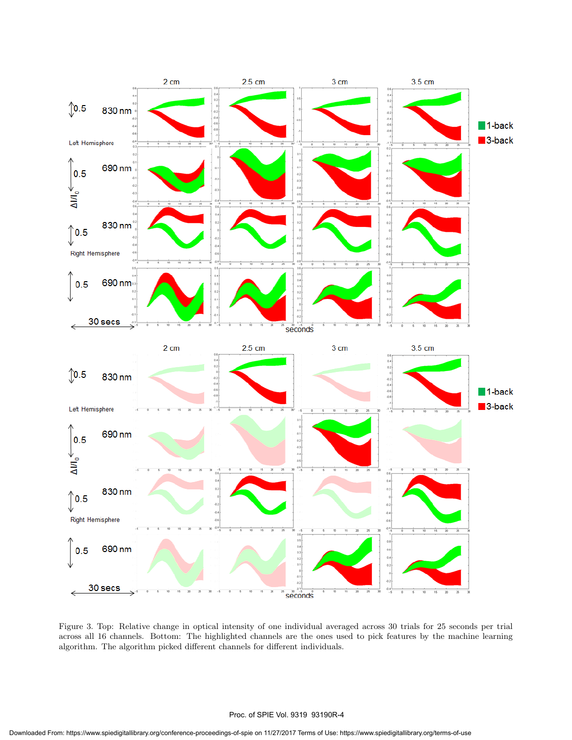Figure 3. Top: Relative change in optical intensity of one individual averaged across 30 trials for 25 seconds per trial across all 16 channels. Bottom: The highlighted channels are the ones used to pick features by the machine learning algorithm. The algorithm picked different channels for different individuals.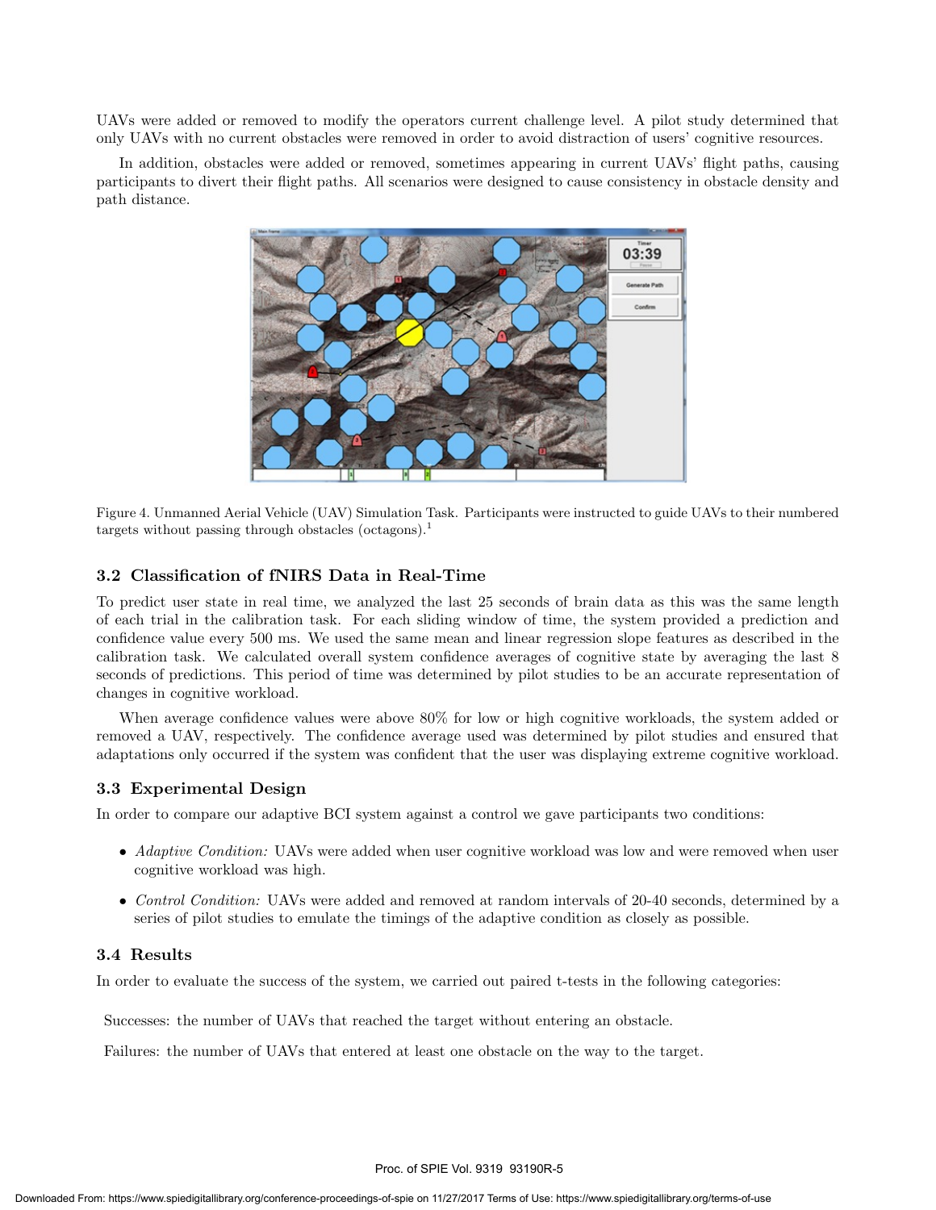UAVs were added or removed to modify the operators current challenge level. A pilot study determined that only UAVs with no current obstacles were removed in order to avoid distraction of users' cognitive resources.

In addition, obstacles were added or removed, sometimes appearing in current UAVs' flight paths, causing participants to divert their flight paths. All scenarios were designed to cause consistency in obstacle density and path distance.

Figure 4. Unmanned Aerial Vehicle (UAV) Simulation Task. Participants were instructed to guide UAVs to their numbered targets without passing through obstacles (octagons).[1]

### 3.2 Classification of fNIRS Data in Real-Time

To predict user state in real time, we analyzed the last 25 seconds of brain data as this was the same length of each trial in the calibration task. For each sliding window of time, the system provided a prediction and confidence value every 500 ms. We used the same mean and linear regression slope features as described in the calibration task. We calculated overall system confidence averages of cognitive state by averaging the last 8 seconds of predictions. This period of time was determined by pilot studies to be an accurate representation of changes in cognitive workload.

When average confidence values were above 80% for low or high cognitive workloads, the system added or removed a UAV, respectively. The confidence average used was determined by pilot studies and ensured that adaptations only occurred if the system was confident that the user was displaying extreme cognitive workload.

### 3.3 Experimental Design

In order to compare our adaptive BCI system against a control we gave participants two conditions:

- *Adaptive Condition:* UAVs were added when user cognitive workload was low and were removed when user cognitive workload was high.
- *Control Condition:* UAVs were added and removed at random intervals of 20-40 seconds, determined by a series of pilot studies to emulate the timings of the adaptive condition as closely as possible.

### 3.4 Results

In order to evaluate the success of the system, we carried out paired t-tests in the following categories:

Successes: the number of UAVs that reached the target without entering an obstacle.

Failures: the number of UAVs that entered at least one obstacle on the way to the target.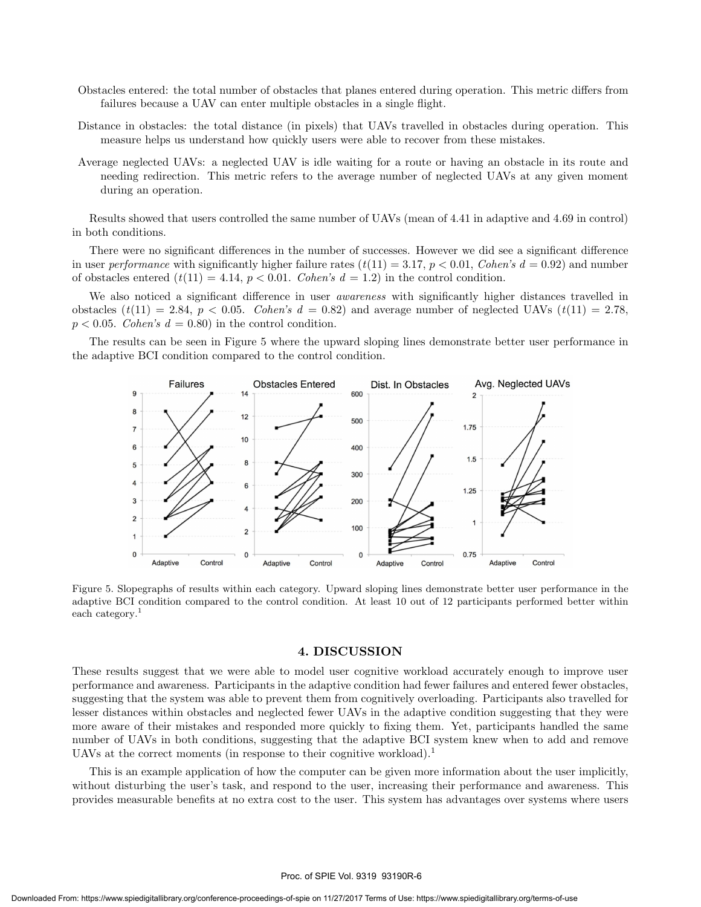Obstacles entered: the total number of obstacles that planes entered during operation. This metric differs from failures because a UAV can enter multiple obstacles in a single flight.

Distance in obstacles: the total distance (in pixels) that UAVs travelled in obstacles during operation. This measure helps us understand how quickly users were able to recover from these mistakes.

Average neglected UAVs: a neglected UAV is idle waiting for a route or having an obstacle in its route and needing redirection. This metric refers to the average number of neglected UAVs at any given moment during an operation.

Results showed that users controlled the same number of UAVs (mean of 4.41 in adaptive and 4.69 in control) in both conditions.

There were no significant differences in the number of successes. However we did see a significant difference in user *performance* with significantly higher failure rates ($t(11) = 3.17$, $p < 0.01$, *Cohen's* $d = 0.92$) and number of obstacles entered ($t(11) = 4.14$, $p < 0.01$. *Cohen's* $d = 1.2$) in the control condition.

We also noticed a significant difference in user *awareness* with significantly higher distances travelled in obstacles ($t(11) = 2.84$, $p < 0.05$. *Cohen's* $d = 0.82$) and average number of neglected UAVs ($t(11) = 2.78$, $p < 0.05$. *Cohen's* $d = 0.80$) in the control condition.

The results can be seen in Figure 5 where the upward sloping lines demonstrate better user performance in the adaptive BCI condition compared to the control condition.

Figure 5. Slopegraphs of results within each category. Upward sloping lines demonstrate better user performance in the adaptive BCI condition compared to the control condition. At least 10 out of 12 participants performed better within each category.[1]

## 4. DISCUSSION

These results suggest that we were able to model user cognitive workload accurately enough to improve user performance and awareness. Participants in the adaptive condition had fewer failures and entered fewer obstacles, suggesting that the system was able to prevent them from cognitively overloading. Participants also travelled for lesser distances within obstacles and neglected fewer UAVs in the adaptive condition suggesting that they were more aware of their mistakes and responded more quickly to fixing them. Yet, participants handled the same number of UAVs in both conditions, suggesting that the adaptive BCI system knew when to add and remove UAVs at the correct moments (in response to their cognitive workload).[1]

This is an example application of how the computer can be given more information about the user implicitly, without disturbing the user's task, and respond to the user, increasing their performance and awareness. This provides measurable benefits at no extra cost to the user. This system has advantages over systems where users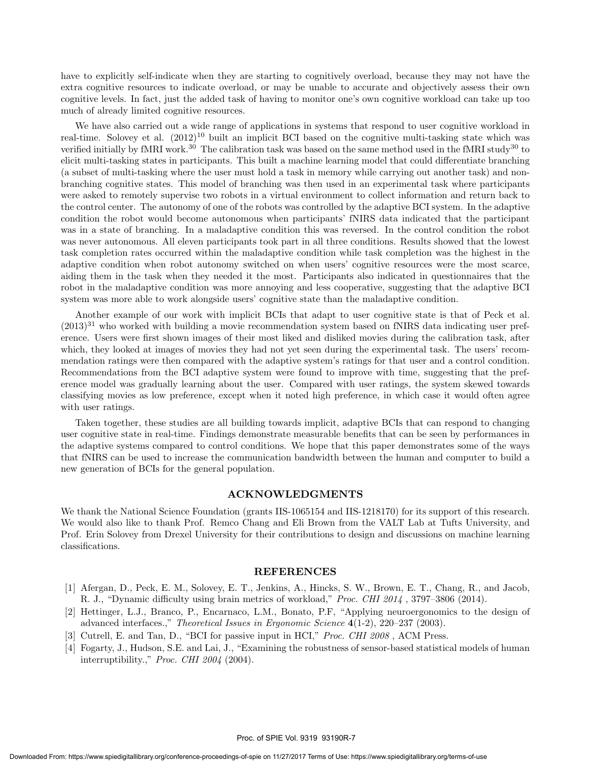have to explicitly self-indicate when they are starting to cognitively overload, because they may not have the extra cognitive resources to indicate overload, or may be unable to accurate and objectively assess their own cognitive levels. In fact, just the added task of having to monitor one's own cognitive workload can take up too much of already limited cognitive resources.

We have also carried out a wide range of applications in systems that respond to user cognitive workload in real-time. Solovey et al. (2012)[10] built an implicit BCI based on the cognitive multi-tasking state which was verified initially by fMRI work.[30] The calibration task was based on the same method used in the fMRI study[30] to elicit multi-tasking states in participants. This built a machine learning model that could differentiate branching (a subset of multi-tasking where the user must hold a task in memory while carrying out another task) and non-branching cognitive states. This model of branching was then used in an experimental task where participants were asked to remotely supervise two robots in a virtual environment to collect information and return back to the control center. The autonomy of one of the robots was controlled by the adaptive BCI system. In the adaptive condition the robot would become autonomous when participants' fNIRS data indicated that the participant was in a state of branching. In a maladaptive condition this was reversed. In the control condition the robot was never autonomous. All eleven participants took part in all three conditions. Results showed that the lowest task completion rates occurred within the maladaptive condition while task completion was the highest in the adaptive condition when robot autonomy switched on when users' cognitive resources were the most scarce, aiding them in the task when they needed it the most. Participants also indicated in questionnaires that the robot in the maladaptive condition was more annoying and less cooperative, suggesting that the adaptive BCI system was more able to work alongside users' cognitive state than the maladaptive condition.

Another example of our work with implicit BCIs that adapt to user cognitive state is that of Peck et al. (2013)[31] who worked with building a movie recommendation system based on fNIRS data indicating user preference. Users were first shown images of their most liked and disliked movies during the calibration task, after which, they looked at images of movies they had not yet seen during the experimental task. The users' recommendation ratings were then compared with the adaptive system's ratings for that user and a control condition. Recommendations from the BCI adaptive system were found to improve with time, suggesting that the preference model was gradually learning about the user. Compared with user ratings, the system skewed towards classifying movies as low preference, except when it noted high preference, in which case it would often agree with user ratings.

Taken together, these studies are all building towards implicit, adaptive BCIs that can respond to changing user cognitive state in real-time. Findings demonstrate measurable benefits that can be seen by performances in the adaptive systems compared to control conditions. We hope that this paper demonstrates some of the ways that fNIRS can be used to increase the communication bandwidth between the human and computer to build a new generation of BCIs for the general population.

## ACKNOWLEDGMENTS

We thank the National Science Foundation (grants IIS-1065154 and IIS-1218170) for its support of this research. We would also like to thank Prof. Remco Chang and Eli Brown from the VALT Lab at Tufts University, and Prof. Erin Solovey from Drexel University for their contributions to design and discussions on machine learning classifications.

## REFERENCES

[1] Afergan, D., Peck, E. M., Solovey, E. T., Jenkins, A., Hincks, S. W., Brown, E. T., Chang, R., and Jacob, R. J., "Dynamic difficulty using brain metrics of workload," *Proc. CHI 2014* , 3797–3806 (2014).

[2] Hettinger, L.J., Branco, P., Encarnaco, L.M., Bonato, P.F, "Applying neuroergonomics to the design of advanced interfaces.," *Theoretical Issues in Ergonomic Science* **4**(1-2), 220–237 (2003).

[3] Cutrell, E. and Tan, D., "BCI for passive input in HCI," *Proc. CHI 2008* , ACM Press.

[4] Fogarty, J., Hudson, S.E. and Lai, J., "Examining the robustness of sensor-based statistical models of human interruptibility.," *Proc. CHI 2004* (2004).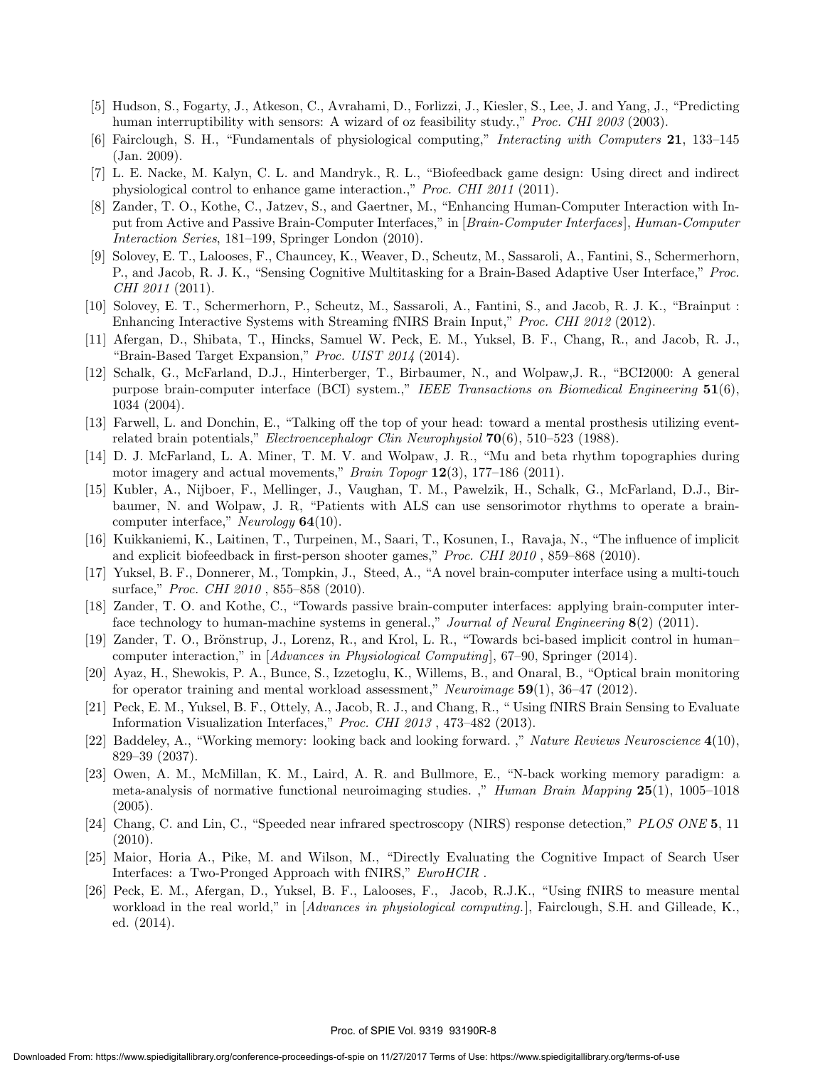[5] Hudson, S., Fogarty, J., Atkeson, C., Avrahami, D., Forlizzi, J., Kiesler, S., Lee, J. and Yang, J., "Predicting human interruptibility with sensors: A wizard of oz feasibility study.," *Proc. CHI 2003* (2003).

[6] Fairclough, S. H., "Fundamentals of physiological computing," *Interacting with Computers* **21**, 133–145 (Jan. 2009).

[7] L. E. Nacke, M. Kalyn, C. L. and Mandryk., R. L., "Biofeedback game design: Using direct and indirect physiological control to enhance game interaction.," *Proc. CHI 2011* (2011).

[8] Zander, T. O., Kothe, C., Jatzev, S., and Gaertner, M., "Enhancing Human-Computer Interaction with Input from Active and Passive Brain-Computer Interfaces," in [*Brain-Computer Interfaces*], *Human-Computer Interaction Series*, 181–199, Springer London (2010).

[9] Solovey, E. T., Lalooses, F., Chauncey, K., Weaver, D., Scheutz, M., Sassaroli, A., Fantini, S., Schermerhorn, P., and Jacob, R. J. K., "Sensing Cognitive Multitasking for a Brain-Based Adaptive User Interface," *Proc. CHI 2011* (2011).

[10] Solovey, E. T., Schermerhorn, P., Scheutz, M., Sassaroli, A., Fantini, S., and Jacob, R. J. K., "Brainput : Enhancing Interactive Systems with Streaming fNIRS Brain Input," *Proc. CHI 2012* (2012).

[11] Afergan, D., Shibata, T., Hincks, Samuel W. Peck, E. M., Yuksel, B. F., Chang, R., and Jacob, R. J., "Brain-Based Target Expansion," *Proc. UIST 2014* (2014).

[12] Schalk, G., McFarland, D.J., Hinterberger, T., Birbaumer, N., and Wolpaw,J. R., "BCI2000: A general purpose brain-computer interface (BCI) system.," *IEEE Transactions on Biomedical Engineering* **51**(6), 1034 (2004).

[13] Farwell, L. and Donchin, E., "Talking off the top of your head: toward a mental prosthesis utilizing event-related brain potentials," *Electroencephalogr Clin Neurophysiol* **70**(6), 510–523 (1988).

[14] D. J. McFarland, L. A. Miner, T. M. V. and Wolpaw, J. R., "Mu and beta rhythm topographies during motor imagery and actual movements," *Brain Topogr* **12**(3), 177–186 (2011).

[15] Kubler, A., Nijboer, F., Mellinger, J., Vaughan, T. M., Pawelzik, H., Schalk, G., McFarland, D.J., Birbaumer, N. and Wolpaw, J. R, "Patients with ALS can use sensorimotor rhythms to operate a brain-computer interface," *Neurology* **64**(10).

[16] Kuikkaniemi, K., Laitinen, T., Turpeinen, M., Saari, T., Kosunen, I., Ravaja, N., "The influence of implicit and explicit biofeedback in first-person shooter games," *Proc. CHI 2010* , 859–868 (2010).

[17] Yuksel, B. F., Donnerer, M., Tompkin, J., Steed, A., "A novel brain-computer interface using a multi-touch surface," *Proc. CHI 2010* , 855–858 (2010).

[18] Zander, T. O. and Kothe, C., "Towards passive brain-computer interfaces: applying brain-computer interface technology to human-machine systems in general.," *Journal of Neural Engineering* **8**(2) (2011).

[19] Zander, T. O., Brönstrup, J., Lorenz, R., and Krol, L. R., "Towards bci-based implicit control in human–computer interaction," in [*Advances in Physiological Computing*], 67–90, Springer (2014).

[20] Ayaz, H., Shewokis, P. A., Bunce, S., Izzetoglu, K., Willems, B., and Onaral, B., "Optical brain monitoring for operator training and mental workload assessment," *Neuroimage* **59**(1), 36–47 (2012).

[21] Peck, E. M., Yuksel, B. F., Ottely, A., Jacob, R. J., and Chang, R., " Using fNIRS Brain Sensing to Evaluate Information Visualization Interfaces," *Proc. CHI 2013* , 473–482 (2013).

[22] Baddeley, A., "Working memory: looking back and looking forward. ," *Nature Reviews Neuroscience* **4**(10), 829–39 (2037).

[23] Owen, A. M., McMillan, K. M., Laird, A. R. and Bullmore, E., "N-back working memory paradigm: a meta-analysis of normative functional neuroimaging studies. ," *Human Brain Mapping* **25**(1), 1005–1018 (2005).

[24] Chang, C. and Lin, C., "Speeded near infrared spectroscopy (NIRS) response detection," *PLOS ONE* **5**, 11 (2010).

[25] Maior, Horia A., Pike, M. and Wilson, M., "Directly Evaluating the Cognitive Impact of Search User Interfaces: a Two-Pronged Approach with fNIRS," *EuroHCIR* .

[26] Peck, E. M., Afergan, D., Yuksel, B. F., Lalooses, F., Jacob, R.J.K., "Using fNIRS to measure mental workload in the real world," in [*Advances in physiological computing.*], Fairclough, S.H. and Gilleade, K., ed. (2014).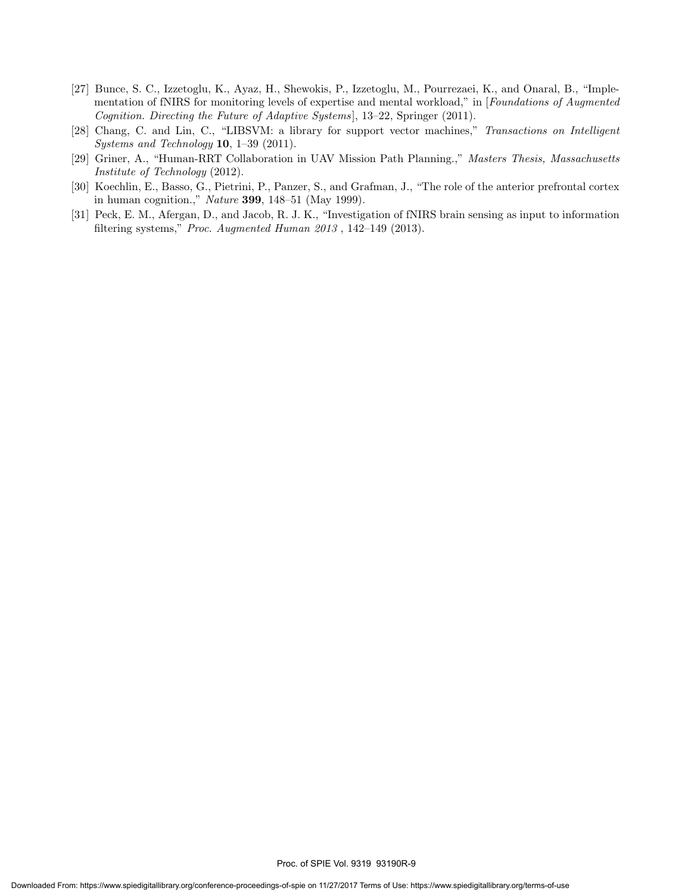[27] Bunce, S. C., Izzetoglu, K., Ayaz, H., Shewokis, P., Izzetoglu, M., Pourrezaei, K., and Onaral, B., "Implementation of fNIRS for monitoring levels of expertise and mental workload," in [*Foundations of Augmented Cognition. Directing the Future of Adaptive Systems*], 13–22, Springer (2011).

[28] Chang, C. and Lin, C., "LIBSVM: a library for support vector machines," *Transactions on Intelligent Systems and Technology* **10**, 1–39 (2011).

[29] Griner, A., "Human-RRT Collaboration in UAV Mission Path Planning.," *Masters Thesis, Massachusetts Institute of Technology* (2012).

[30] Koechlin, E., Basso, G., Pietrini, P., Panzer, S., and Grafman, J., "The role of the anterior prefrontal cortex in human cognition.," *Nature* **399**, 148–51 (May 1999).

[31] Peck, E. M., Afergan, D., and Jacob, R. J. K., "Investigation of fNIRS brain sensing as input to information filtering systems," *Proc. Augmented Human 2013* , 142–149 (2013).